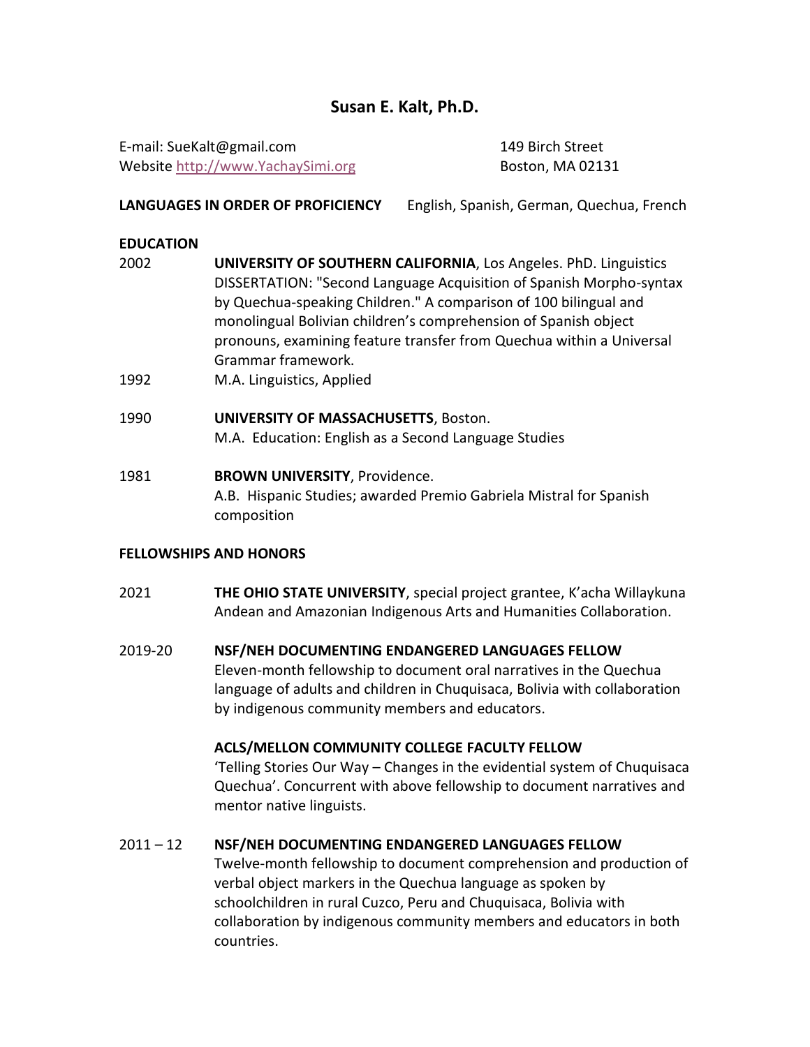# Susan E. Kalt, Ph.D.

E-mail: SueKalt@gmail.com
Website http://www.YachaySimi.org

149 Birch Street
Boston, MA 02131

**LANGUAGES IN ORDER OF PROFICIENCY** English, Spanish, German, Quechua, French

## EDUCATION

2002 **UNIVERSITY OF SOUTHERN CALIFORNIA**, Los Angeles. PhD. Linguistics
DISSERTATION: "Second Language Acquisition of Spanish Morpho-syntax by Quechua-speaking Children." A comparison of 100 bilingual and monolingual Bolivian children's comprehension of Spanish object pronouns, examining feature transfer from Quechua within a Universal Grammar framework.

1992 M.A. Linguistics, Applied

1990 **UNIVERSITY OF MASSACHUSETTS**, Boston.
M.A. Education: English as a Second Language Studies

1981 **BROWN UNIVERSITY**, Providence.
A.B. Hispanic Studies; awarded Premio Gabriela Mistral for Spanish composition

## FELLOWSHIPS AND HONORS

2021 **THE OHIO STATE UNIVERSITY**, special project grantee, K'acha Willaykuna Andean and Amazonian Indigenous Arts and Humanities Collaboration.

2019-20 **NSF/NEH DOCUMENTING ENDANGERED LANGUAGES FELLOW**
Eleven-month fellowship to document oral narratives in the Quechua language of adults and children in Chuquisaca, Bolivia with collaboration by indigenous community members and educators.

**ACLS/MELLON COMMUNITY COLLEGE FACULTY FELLOW**
'Telling Stories Our Way – Changes in the evidential system of Chuquisaca Quechua'. Concurrent with above fellowship to document narratives and mentor native linguists.

2011 – 12 **NSF/NEH DOCUMENTING ENDANGERED LANGUAGES FELLOW**
Twelve-month fellowship to document comprehension and production of verbal object markers in the Quechua language as spoken by schoolchildren in rural Cuzco, Peru and Chuquisaca, Bolivia with collaboration by indigenous community members and educators in both countries.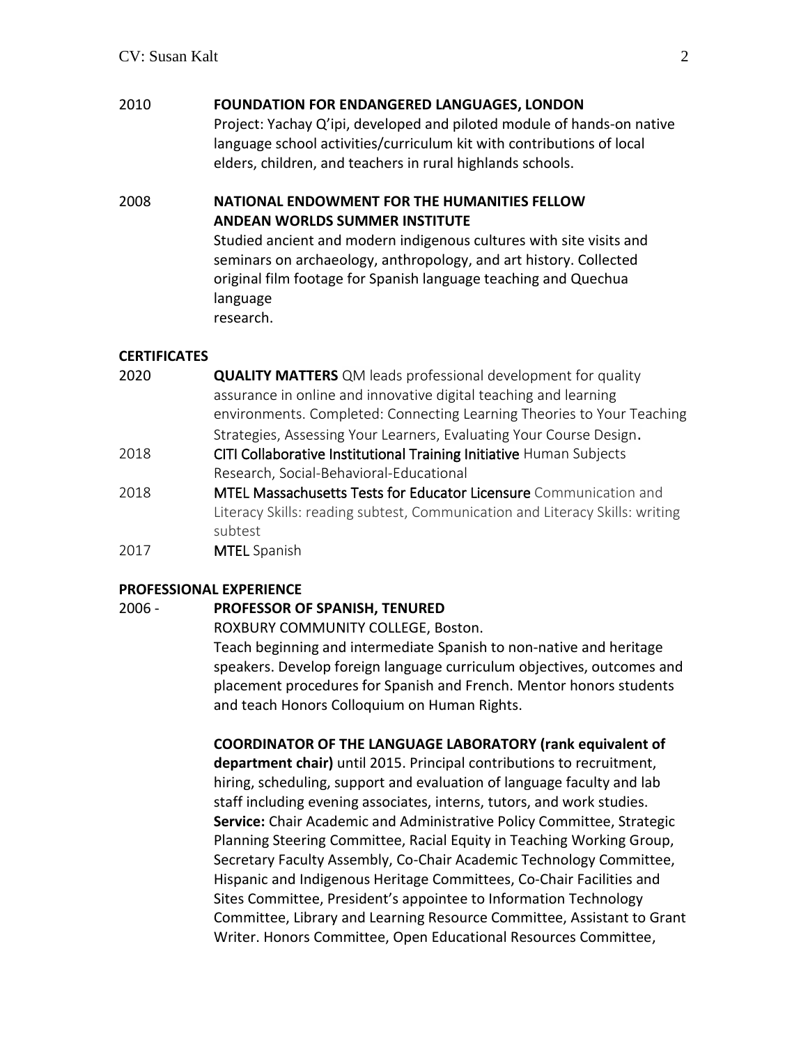2010 **FOUNDATION FOR ENDANGERED LANGUAGES, LONDON**
Project: Yachay Q'ipi, developed and piloted module of hands-on native language school activities/curriculum kit with contributions of local elders, children, and teachers in rural highlands schools.

2008 **NATIONAL ENDOWMENT FOR THE HUMANITIES FELLOW**
**ANDEAN WORLDS SUMMER INSTITUTE**
Studied ancient and modern indigenous cultures with site visits and seminars on archaeology, anthropology, and art history. Collected original film footage for Spanish language teaching and Quechua language
research.

## CERTIFICATES

2020 **QUALITY MATTERS** QM leads professional development for quality assurance in online and innovative digital teaching and learning environments. Completed: Connecting Learning Theories to Your Teaching Strategies, Assessing Your Learners, Evaluating Your Course Design.

2018 **CITI Collaborative Institutional Training Initiative** Human Subjects Research, Social-Behavioral-Educational

2018 **MTEL Massachusetts Tests for Educator Licensure** Communication and Literacy Skills: reading subtest, Communication and Literacy Skills: writing subtest

2017 **MTEL** Spanish

## PROFESSIONAL EXPERIENCE

2006 - **PROFESSOR OF SPANISH, TENURED**
ROXBURY COMMUNITY COLLEGE, Boston.
Teach beginning and intermediate Spanish to non-native and heritage speakers. Develop foreign language curriculum objectives, outcomes and placement procedures for Spanish and French. Mentor honors students and teach Honors Colloquium on Human Rights.

**COORDINATOR OF THE LANGUAGE LABORATORY (rank equivalent of department chair)** until 2015. Principal contributions to recruitment, hiring, scheduling, support and evaluation of language faculty and lab staff including evening associates, interns, tutors, and work studies. **Service:** Chair Academic and Administrative Policy Committee, Strategic Planning Steering Committee, Racial Equity in Teaching Working Group, Secretary Faculty Assembly, Co-Chair Academic Technology Committee, Hispanic and Indigenous Heritage Committees, Co-Chair Facilities and Sites Committee, President's appointee to Information Technology Committee, Library and Learning Resource Committee, Assistant to Grant Writer. Honors Committee, Open Educational Resources Committee,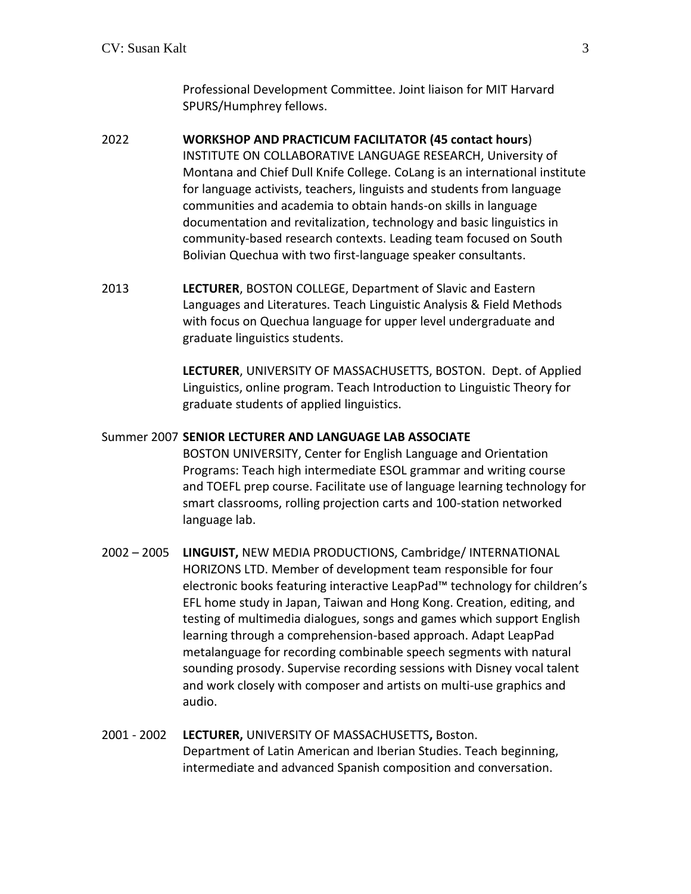Professional Development Committee. Joint liaison for MIT Harvard SPURS/Humphrey fellows.

2022 **WORKSHOP AND PRACTICUM FACILITATOR (45 contact hours**)
INSTITUTE ON COLLABORATIVE LANGUAGE RESEARCH, University of Montana and Chief Dull Knife College. CoLang is an international institute for language activists, teachers, linguists and students from language communities and academia to obtain hands-on skills in language documentation and revitalization, technology and basic linguistics in community-based research contexts. Leading team focused on South Bolivian Quechua with two first-language speaker consultants.

2013 **LECTURER**, BOSTON COLLEGE, Department of Slavic and Eastern Languages and Literatures. Teach Linguistic Analysis & Field Methods with focus on Quechua language for upper level undergraduate and graduate linguistics students.

**LECTURER**, UNIVERSITY OF MASSACHUSETTS, BOSTON. Dept. of Applied Linguistics, online program. Teach Introduction to Linguistic Theory for graduate students of applied linguistics.

Summer 2007 **SENIOR LECTURER AND LANGUAGE LAB ASSOCIATE**
BOSTON UNIVERSITY, Center for English Language and Orientation Programs: Teach high intermediate ESOL grammar and writing course and TOEFL prep course. Facilitate use of language learning technology for smart classrooms, rolling projection carts and 100-station networked language lab.

2002 – 2005 **LINGUIST,** NEW MEDIA PRODUCTIONS, Cambridge/ INTERNATIONAL HORIZONS LTD. Member of development team responsible for four electronic books featuring interactive LeapPad™ technology for children's EFL home study in Japan, Taiwan and Hong Kong. Creation, editing, and testing of multimedia dialogues, songs and games which support English learning through a comprehension-based approach. Adapt LeapPad metalanguage for recording combinable speech segments with natural sounding prosody. Supervise recording sessions with Disney vocal talent and work closely with composer and artists on multi-use graphics and audio.

2001 - 2002 **LECTURER,** UNIVERSITY OF MASSACHUSETTS**,** Boston.
Department of Latin American and Iberian Studies. Teach beginning, intermediate and advanced Spanish composition and conversation.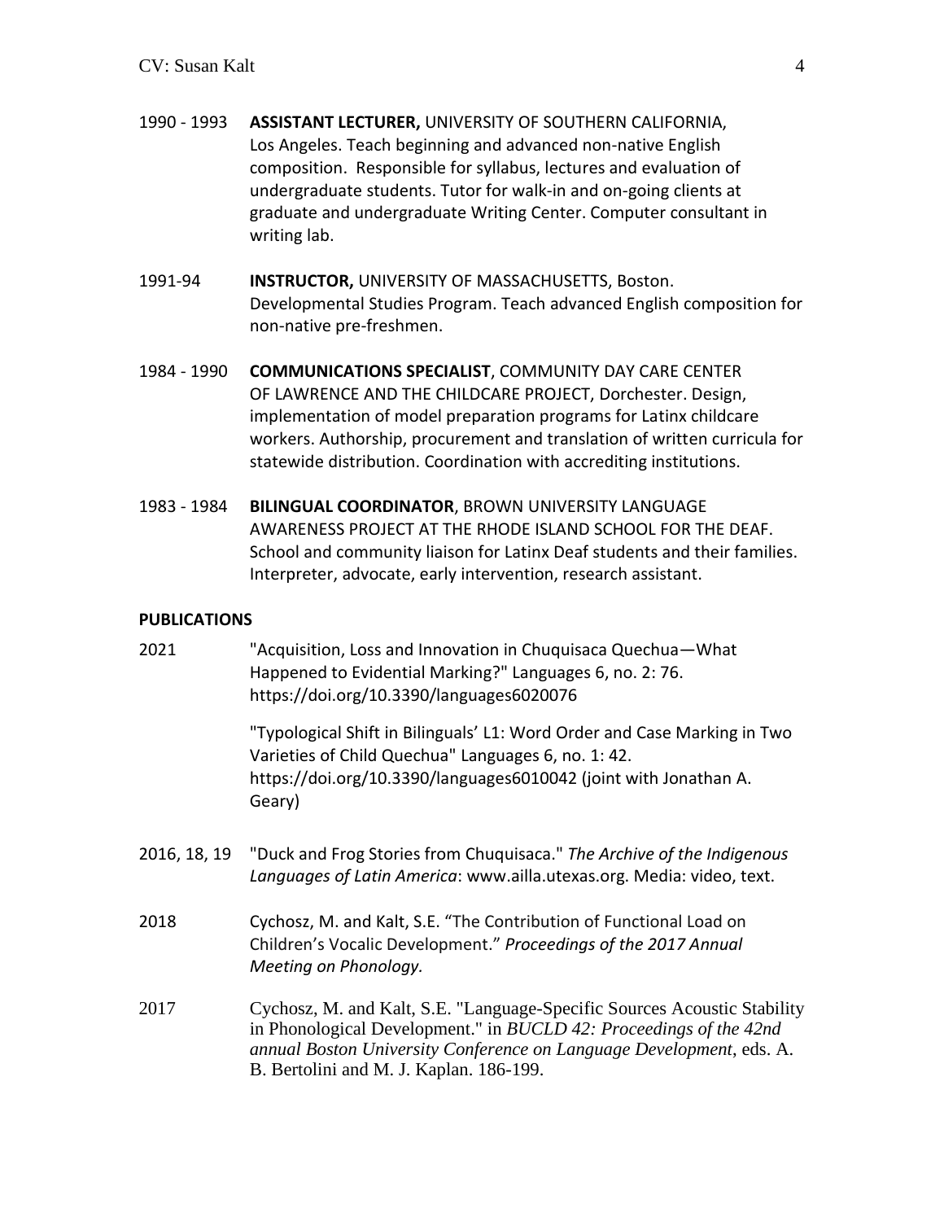1990 - 1993 **ASSISTANT LECTURER,** UNIVERSITY OF SOUTHERN CALIFORNIA, Los Angeles. Teach beginning and advanced non-native English composition. Responsible for syllabus, lectures and evaluation of undergraduate students. Tutor for walk-in and on-going clients at graduate and undergraduate Writing Center. Computer consultant in writing lab.

1991-94 **INSTRUCTOR,** UNIVERSITY OF MASSACHUSETTS, Boston. Developmental Studies Program. Teach advanced English composition for non-native pre-freshmen.

1984 - 1990 **COMMUNICATIONS SPECIALIST**, COMMUNITY DAY CARE CENTER OF LAWRENCE AND THE CHILDCARE PROJECT, Dorchester. Design, implementation of model preparation programs for Latinx childcare workers. Authorship, procurement and translation of written curricula for statewide distribution. Coordination with accrediting institutions.

1983 - 1984 **BILINGUAL COORDINATOR**, BROWN UNIVERSITY LANGUAGE AWARENESS PROJECT AT THE RHODE ISLAND SCHOOL FOR THE DEAF. School and community liaison for Latinx Deaf students and their families. Interpreter, advocate, early intervention, research assistant.

**PUBLICATIONS**

2021 "Acquisition, Loss and Innovation in Chuquisaca Quechua—What Happened to Evidential Marking?" Languages 6, no. 2: 76. https://doi.org/10.3390/languages6020076

"Typological Shift in Bilinguals' L1: Word Order and Case Marking in Two Varieties of Child Quechua" Languages 6, no. 1: 42. https://doi.org/10.3390/languages6010042 (joint with Jonathan A. Geary)

2016, 18, 19 "Duck and Frog Stories from Chuquisaca." *The Archive of the Indigenous Languages of Latin America*: www.ailla.utexas.org. Media: video, text.

2018 Cychosz, M. and Kalt, S.E. "The Contribution of Functional Load on Children's Vocalic Development." *Proceedings of the 2017 Annual Meeting on Phonology.*

2017 Cychosz, M. and Kalt, S.E. "Language-Specific Sources Acoustic Stability in Phonological Development." in *BUCLD 42: Proceedings of the 42nd annual Boston University Conference on Language Development*, eds. A. B. Bertolini and M. J. Kaplan. 186-199.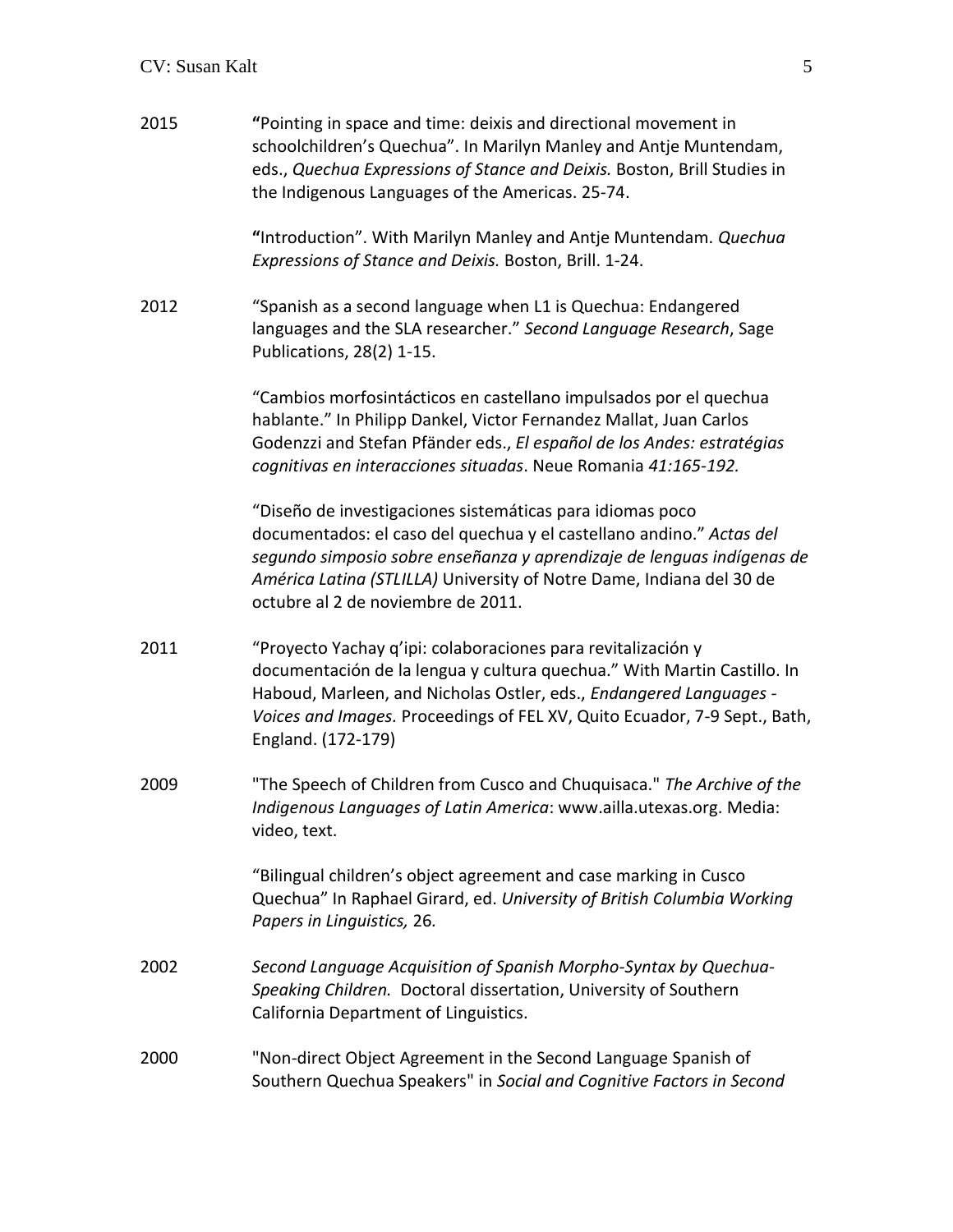2015 **"**Pointing in space and time: deixis and directional movement in schoolchildren's Quechua". In Marilyn Manley and Antje Muntendam, eds., *Quechua Expressions of Stance and Deixis.* Boston, Brill Studies in the Indigenous Languages of the Americas. 25-74.

**"**Introduction". With Marilyn Manley and Antje Muntendam. *Quechua Expressions of Stance and Deixis.* Boston, Brill. 1-24.

2012 "Spanish as a second language when L1 is Quechua: Endangered languages and the SLA researcher." *Second Language Research*, Sage Publications, 28(2) 1-15.

"Cambios morfosintácticos en castellano impulsados por el quechua hablante." In Philipp Dankel, Victor Fernandez Mallat, Juan Carlos Godenzzi and Stefan Pfänder eds., *El español de los Andes: estratégias cognitivas en interacciones situadas*. Neue Romania *41:165-192.*

"Diseño de investigaciones sistemáticas para idiomas poco documentados: el caso del quechua y el castellano andino." *Actas del segundo simposio sobre enseñanza y aprendizaje de lenguas indígenas de América Latina (STLILLA)* University of Notre Dame, Indiana del 30 de octubre al 2 de noviembre de 2011.

2011 "Proyecto Yachay q'ipi: colaboraciones para revitalización y documentación de la lengua y cultura quechua." With Martin Castillo. In Haboud, Marleen, and Nicholas Ostler, eds., *Endangered Languages - Voices and Images.* Proceedings of FEL XV, Quito Ecuador, 7-9 Sept., Bath, England. (172-179)

2009 "The Speech of Children from Cusco and Chuquisaca." *The Archive of the Indigenous Languages of Latin America*: www.ailla.utexas.org. Media: video, text.

"Bilingual children's object agreement and case marking in Cusco Quechua" In Raphael Girard, ed. *University of British Columbia Working Papers in Linguistics,* 26*.*

2002 *Second Language Acquisition of Spanish Morpho-Syntax by Quechua-Speaking Children.* Doctoral dissertation, University of Southern California Department of Linguistics.

2000 "Non-direct Object Agreement in the Second Language Spanish of Southern Quechua Speakers" in *Social and Cognitive Factors in Second*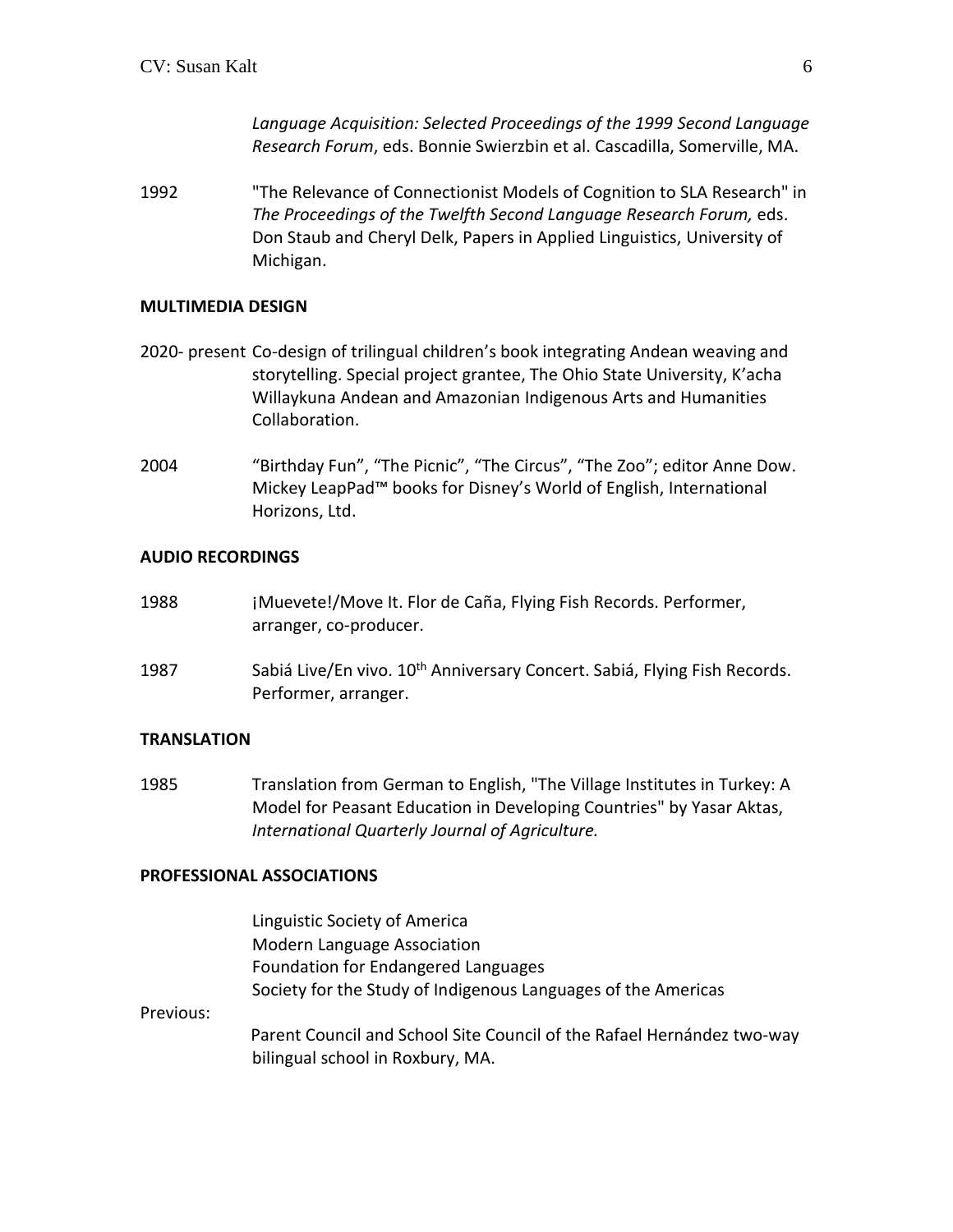*Language Acquisition: Selected Proceedings of the 1999 Second Language Research Forum*, eds. Bonnie Swierzbin et al. Cascadilla, Somerville, MA.

1992 "The Relevance of Connectionist Models of Cognition to SLA Research" in *The Proceedings of the Twelfth Second Language Research Forum,* eds. Don Staub and Cheryl Delk, Papers in Applied Linguistics, University of Michigan.

## MULTIMEDIA DESIGN

2020- present Co-design of trilingual children's book integrating Andean weaving and storytelling. Special project grantee, The Ohio State University, K'acha Willaykuna Andean and Amazonian Indigenous Arts and Humanities Collaboration.

2004 "Birthday Fun", "The Picnic", "The Circus", "The Zoo"; editor Anne Dow. Mickey LeapPad™ books for Disney's World of English, International Horizons, Ltd.

## AUDIO RECORDINGS

1988 ¡Muevete!/Move It. Flor de Caña, Flying Fish Records. Performer, arranger, co-producer.

1987 Sabiá Live/En vivo. 10th Anniversary Concert. Sabiá, Flying Fish Records. Performer, arranger.

## TRANSLATION

1985 Translation from German to English, "The Village Institutes in Turkey: A Model for Peasant Education in Developing Countries" by Yasar Aktas, *International Quarterly Journal of Agriculture.*

## PROFESSIONAL ASSOCIATIONS

Linguistic Society of America
Modern Language Association
Foundation for Endangered Languages
Society for the Study of Indigenous Languages of the Americas

Previous:

Parent Council and School Site Council of the Rafael Hernández two-way bilingual school in Roxbury, MA.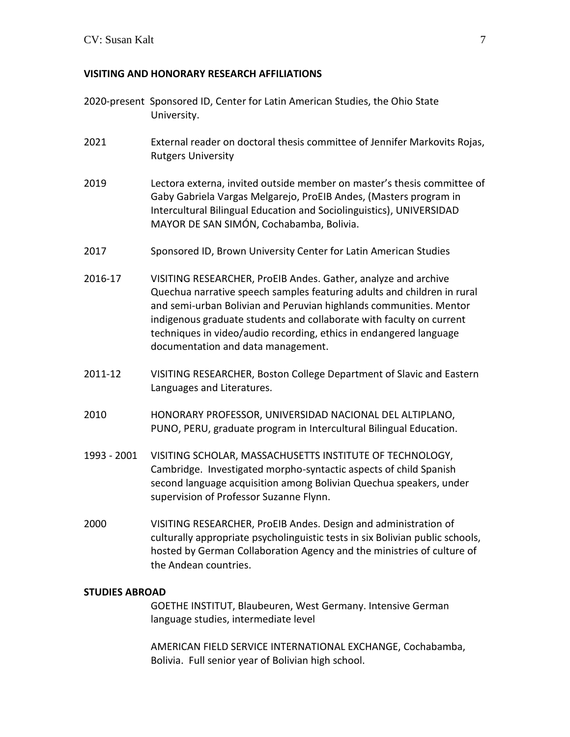**VISITING AND HONORARY RESEARCH AFFILIATIONS**

2020-present Sponsored ID, Center for Latin American Studies, the Ohio State University.

2021 External reader on doctoral thesis committee of Jennifer Markovits Rojas, Rutgers University

2019 Lectora externa, invited outside member on master's thesis committee of Gaby Gabriela Vargas Melgarejo, ProEIB Andes, (Masters program in Intercultural Bilingual Education and Sociolinguistics), UNIVERSIDAD MAYOR DE SAN SIMÓN, Cochabamba, Bolivia.

2017 Sponsored ID, Brown University Center for Latin American Studies

2016-17 VISITING RESEARCHER, ProEIB Andes. Gather, analyze and archive Quechua narrative speech samples featuring adults and children in rural and semi-urban Bolivian and Peruvian highlands communities. Mentor indigenous graduate students and collaborate with faculty on current techniques in video/audio recording, ethics in endangered language documentation and data management.

2011-12 VISITING RESEARCHER, Boston College Department of Slavic and Eastern Languages and Literatures.

2010 HONORARY PROFESSOR, UNIVERSIDAD NACIONAL DEL ALTIPLANO, PUNO, PERU, graduate program in Intercultural Bilingual Education.

1993 - 2001 VISITING SCHOLAR, MASSACHUSETTS INSTITUTE OF TECHNOLOGY, Cambridge. Investigated morpho-syntactic aspects of child Spanish second language acquisition among Bolivian Quechua speakers, under supervision of Professor Suzanne Flynn.

2000 VISITING RESEARCHER, ProEIB Andes. Design and administration of culturally appropriate psycholinguistic tests in six Bolivian public schools, hosted by German Collaboration Agency and the ministries of culture of the Andean countries.

**STUDIES ABROAD**

GOETHE INSTITUT, Blaubeuren, West Germany. Intensive German language studies, intermediate level

AMERICAN FIELD SERVICE INTERNATIONAL EXCHANGE, Cochabamba, Bolivia. Full senior year of Bolivian high school.